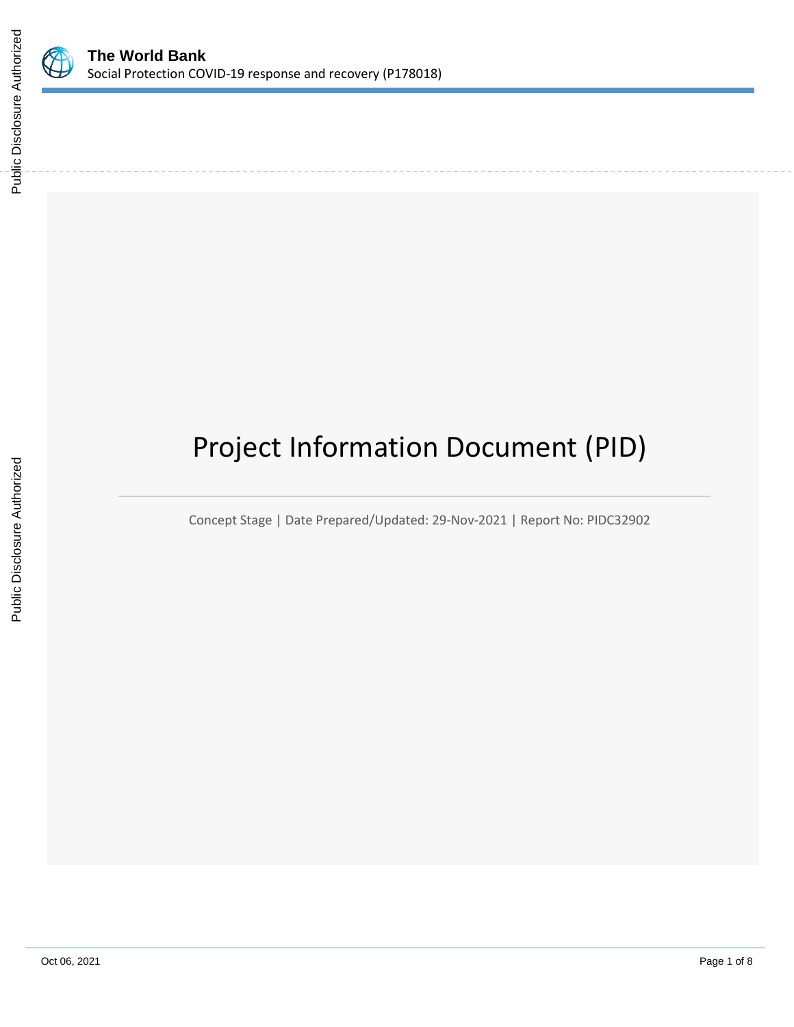**The World Bank**
Social Protection COVID-19 response and recovery (P178018)

# Project Information Document (PID)

Concept Stage | Date Prepared/Updated: 29-Nov-2021 | Report No: PIDC32902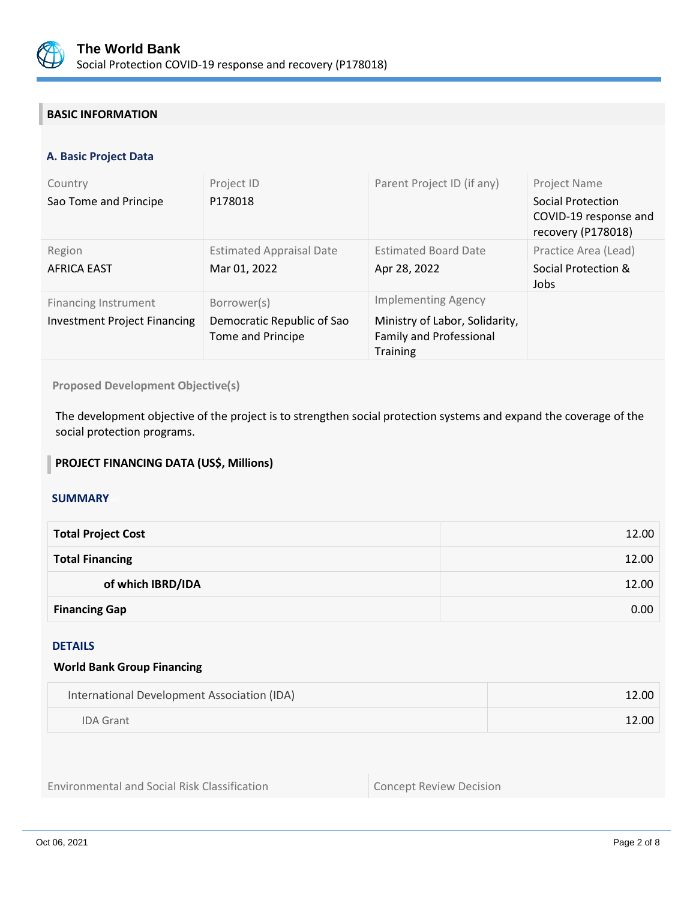## BASIC INFORMATION

### A. Basic Project Data

| Country | Project ID | Parent Project ID (if any) | Project Name |
|---|---|---|---|
| Sao Tome and Principe | P178018 | | Social Protection COVID-19 response and recovery (P178018) |
| **Region** | **Estimated Appraisal Date** | **Estimated Board Date** | **Practice Area (Lead)** |
| AFRICA EAST | Mar 01, 2022 | Apr 28, 2022 | Social Protection & Jobs |
| **Financing Instrument** | **Borrower(s)** | **Implementing Agency** | |
| Investment Project Financing | Democratic Republic of Sao Tome and Principe | Ministry of Labor, Solidarity, Family and Professional Training | |

**Proposed Development Objective(s)**

The development objective of the project is to strengthen social protection systems and expand the coverage of the social protection programs.

## PROJECT FINANCING DATA (US$, Millions)

### SUMMARY

| | |
|---|---:|
| **Total Project Cost** | 12.00 |
| **Total Financing** | 12.00 |
| **of which IBRD/IDA** | 12.00 |
| **Financing Gap** | 0.00 |

### DETAILS

**World Bank Group Financing**

| | |
|---|---:|
| International Development Association (IDA) | 12.00 |
| IDA Grant | 12.00 |

| Environmental and Social Risk Classification | Concept Review Decision |
|---|---|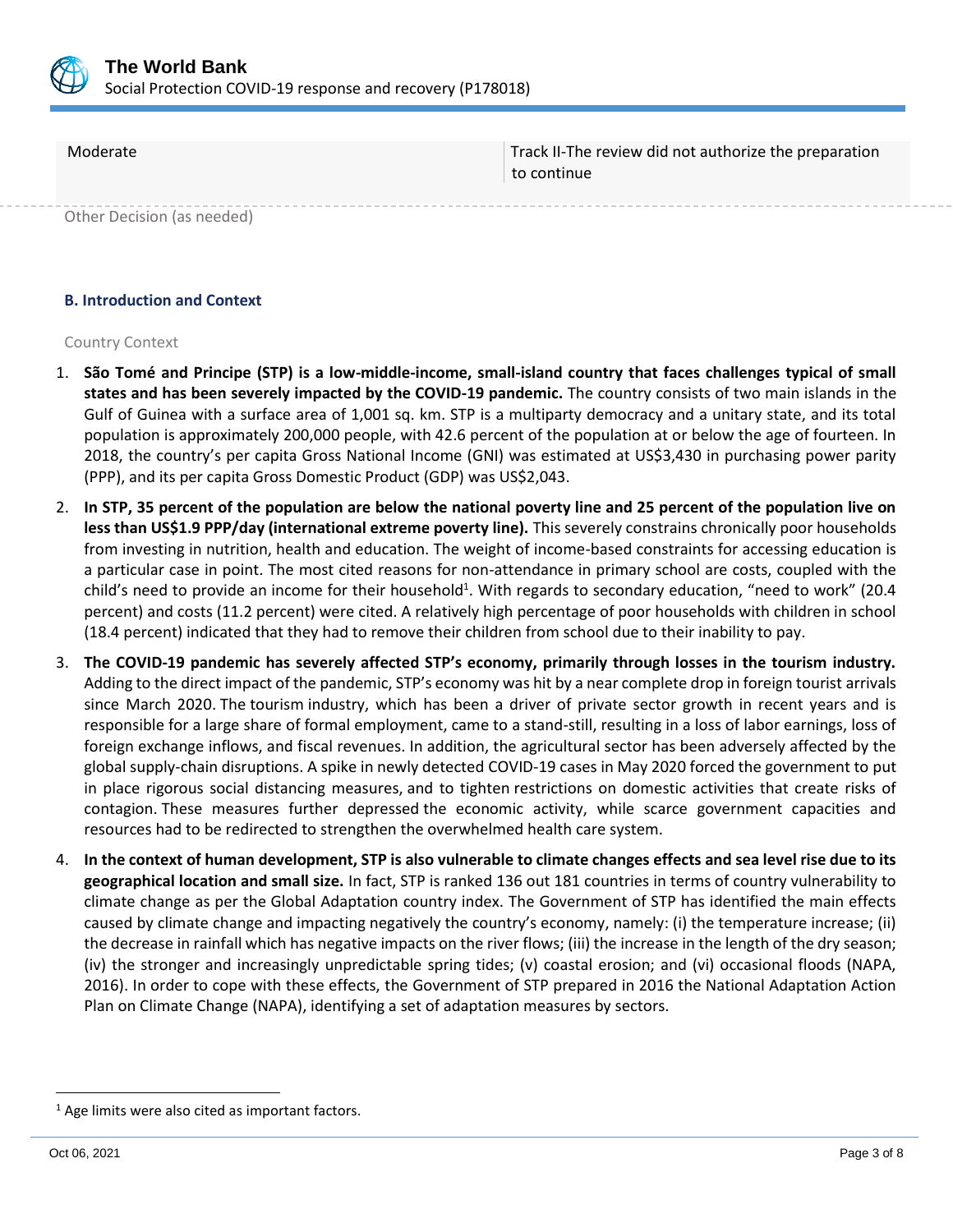| Moderate | Track II-The review did not authorize the preparation to continue |
|---|---|

Other Decision (as needed)

### B. Introduction and Context

Country Context

1. **São Tomé and Principe (STP) is a low-middle-income, small-island country that faces challenges typical of small states and has been severely impacted by the COVID-19 pandemic.** The country consists of two main islands in the Gulf of Guinea with a surface area of 1,001 sq. km. STP is a multiparty democracy and a unitary state, and its total population is approximately 200,000 people, with 42.6 percent of the population at or below the age of fourteen. In 2018, the country's per capita Gross National Income (GNI) was estimated at US$3,430 in purchasing power parity (PPP), and its per capita Gross Domestic Product (GDP) was US$2,043.

2. **In STP, 35 percent of the population are below the national poverty line and 25 percent of the population live on less than US$1.9 PPP/day (international extreme poverty line).** This severely constrains chronically poor households from investing in nutrition, health and education. The weight of income-based constraints for accessing education is a particular case in point. The most cited reasons for non-attendance in primary school are costs, coupled with the child's need to provide an income for their household[1]. With regards to secondary education, "need to work" (20.4 percent) and costs (11.2 percent) were cited. A relatively high percentage of poor households with children in school (18.4 percent) indicated that they had to remove their children from school due to their inability to pay.

3. **The COVID-19 pandemic has severely affected STP's economy, primarily through losses in the tourism industry.** Adding to the direct impact of the pandemic, STP's economy was hit by a near complete drop in foreign tourist arrivals since March 2020. The tourism industry, which has been a driver of private sector growth in recent years and is responsible for a large share of formal employment, came to a stand-still, resulting in a loss of labor earnings, loss of foreign exchange inflows, and fiscal revenues. In addition, the agricultural sector has been adversely affected by the global supply-chain disruptions. A spike in newly detected COVID-19 cases in May 2020 forced the government to put in place rigorous social distancing measures, and to tighten restrictions on domestic activities that create risks of contagion. These measures further depressed the economic activity, while scarce government capacities and resources had to be redirected to strengthen the overwhelmed health care system.

4. **In the context of human development, STP is also vulnerable to climate changes effects and sea level rise due to its geographical location and small size.** In fact, STP is ranked 136 out 181 countries in terms of country vulnerability to climate change as per the Global Adaptation country index. The Government of STP has identified the main effects caused by climate change and impacting negatively the country's economy, namely: (i) the temperature increase; (ii) the decrease in rainfall which has negative impacts on the river flows; (iii) the increase in the length of the dry season; (iv) the stronger and increasingly unpredictable spring tides; (v) coastal erosion; and (vi) occasional floods (NAPA, 2016). In order to cope with these effects, the Government of STP prepared in 2016 the National Adaptation Action Plan on Climate Change (NAPA), identifying a set of adaptation measures by sectors.

[1] Age limits were also cited as important factors.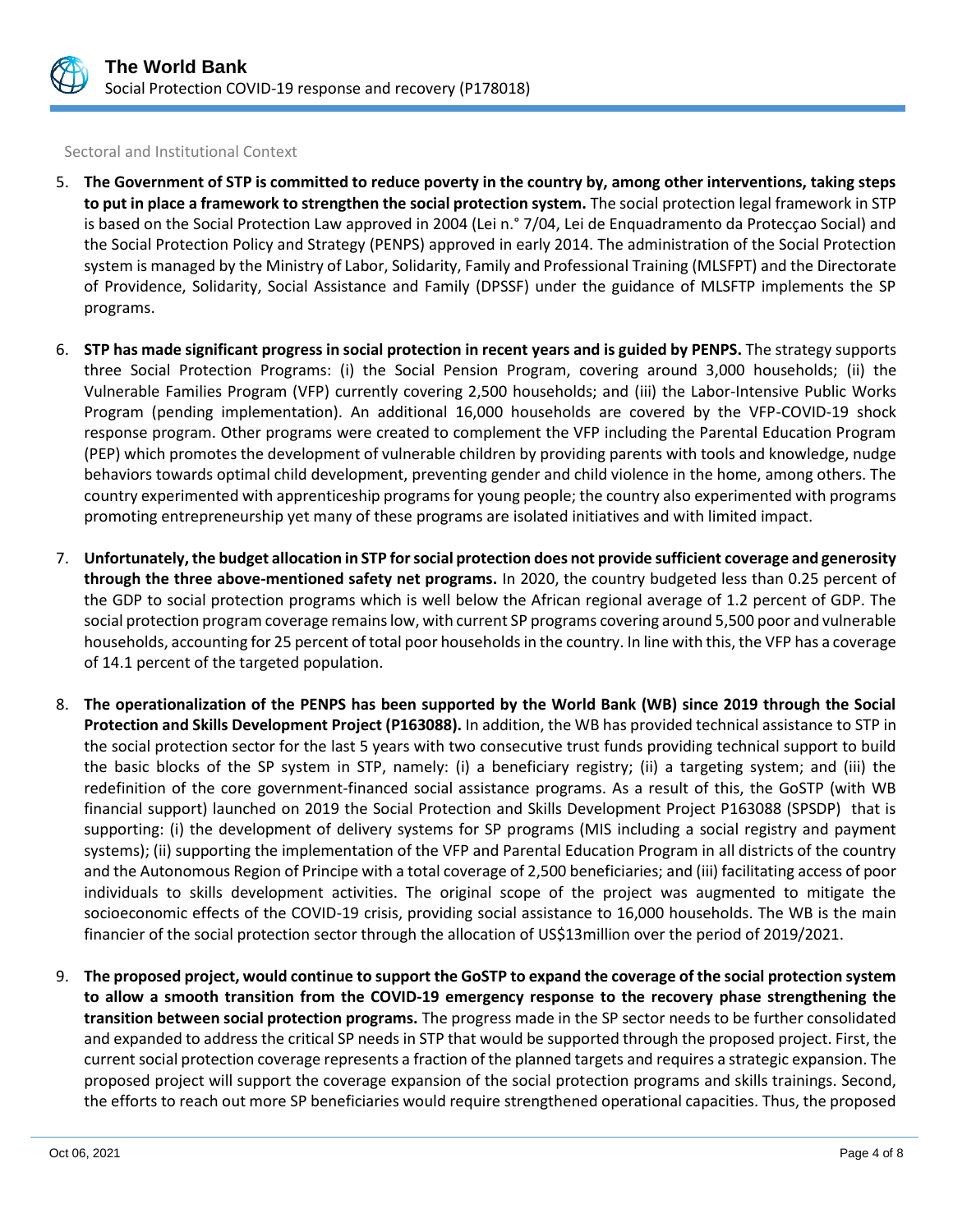Sectoral and Institutional Context

5. **The Government of STP is committed to reduce poverty in the country by, among other interventions, taking steps to put in place a framework to strengthen the social protection system.** The social protection legal framework in STP is based on the Social Protection Law approved in 2004 (Lei n.° 7/04, Lei de Enquadramento da Protecçao Social) and the Social Protection Policy and Strategy (PENPS) approved in early 2014. The administration of the Social Protection system is managed by the Ministry of Labor, Solidarity, Family and Professional Training (MLSFPT) and the Directorate of Providence, Solidarity, Social Assistance and Family (DPSSF) under the guidance of MLSFTP implements the SP programs.

6. **STP has made significant progress in social protection in recent years and is guided by PENPS.** The strategy supports three Social Protection Programs: (i) the Social Pension Program, covering around 3,000 households; (ii) the Vulnerable Families Program (VFP) currently covering 2,500 households; and (iii) the Labor-Intensive Public Works Program (pending implementation). An additional 16,000 households are covered by the VFP-COVID-19 shock response program. Other programs were created to complement the VFP including the Parental Education Program (PEP) which promotes the development of vulnerable children by providing parents with tools and knowledge, nudge behaviors towards optimal child development, preventing gender and child violence in the home, among others. The country experimented with apprenticeship programs for young people; the country also experimented with programs promoting entrepreneurship yet many of these programs are isolated initiatives and with limited impact.

7. **Unfortunately, the budget allocation in STP for social protection does not provide sufficient coverage and generosity through the three above-mentioned safety net programs.** In 2020, the country budgeted less than 0.25 percent of the GDP to social protection programs which is well below the African regional average of 1.2 percent of GDP. The social protection program coverage remains low, with current SP programs covering around 5,500 poor and vulnerable households, accounting for 25 percent of total poor households in the country. In line with this, the VFP has a coverage of 14.1 percent of the targeted population.

8. **The operationalization of the PENPS has been supported by the World Bank (WB) since 2019 through the Social Protection and Skills Development Project (P163088).** In addition, the WB has provided technical assistance to STP in the social protection sector for the last 5 years with two consecutive trust funds providing technical support to build the basic blocks of the SP system in STP, namely: (i) a beneficiary registry; (ii) a targeting system; and (iii) the redefinition of the core government-financed social assistance programs. As a result of this, the GoSTP (with WB financial support) launched on 2019 the Social Protection and Skills Development Project P163088 (SPSDP) that is supporting: (i) the development of delivery systems for SP programs (MIS including a social registry and payment systems); (ii) supporting the implementation of the VFP and Parental Education Program in all districts of the country and the Autonomous Region of Principe with a total coverage of 2,500 beneficiaries; and (iii) facilitating access of poor individuals to skills development activities. The original scope of the project was augmented to mitigate the socioeconomic effects of the COVID-19 crisis, providing social assistance to 16,000 households. The WB is the main financier of the social protection sector through the allocation of US$13million over the period of 2019/2021.

9. **The proposed project, would continue to support the GoSTP to expand the coverage of the social protection system to allow a smooth transition from the COVID-19 emergency response to the recovery phase strengthening the transition between social protection programs.** The progress made in the SP sector needs to be further consolidated and expanded to address the critical SP needs in STP that would be supported through the proposed project. First, the current social protection coverage represents a fraction of the planned targets and requires a strategic expansion. The proposed project will support the coverage expansion of the social protection programs and skills trainings. Second, the efforts to reach out more SP beneficiaries would require strengthened operational capacities. Thus, the proposed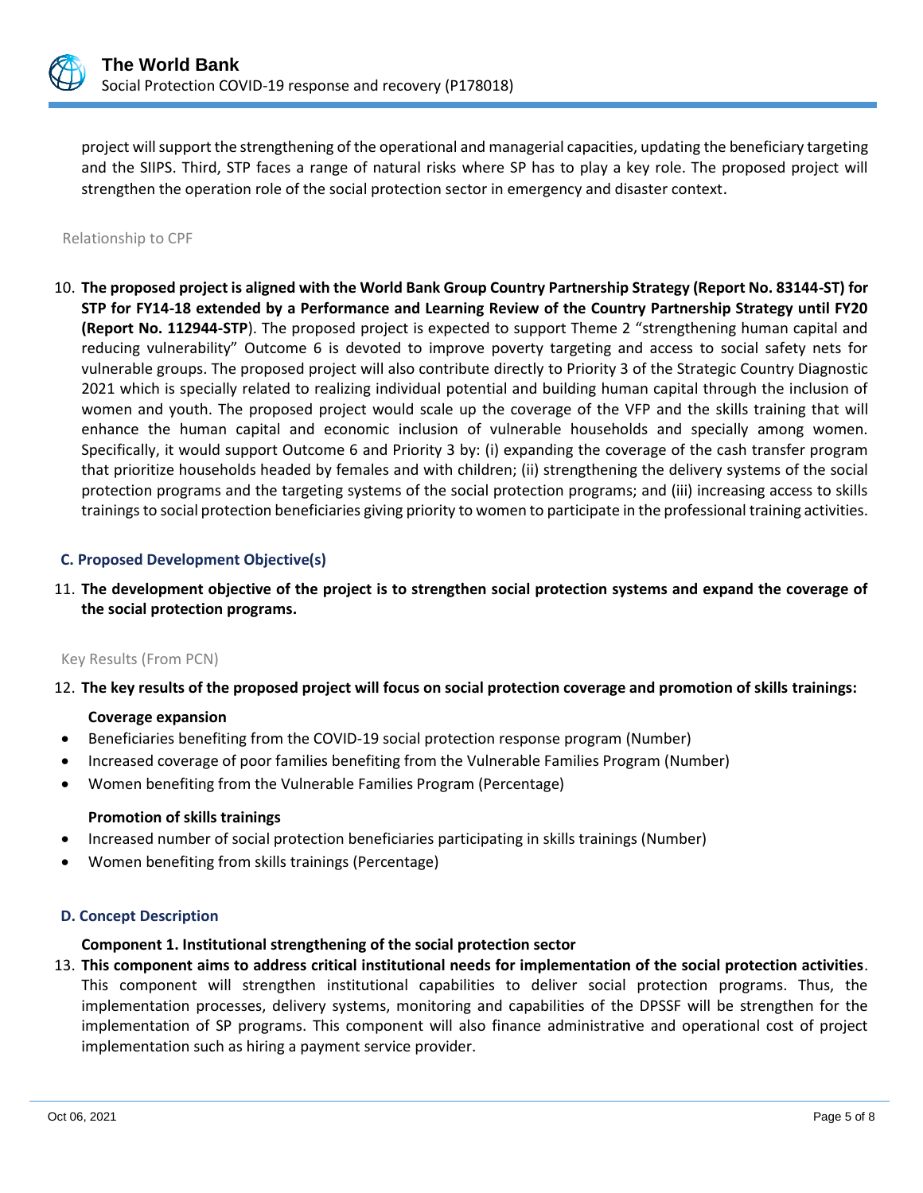project will support the strengthening of the operational and managerial capacities, updating the beneficiary targeting and the SIIPS. Third, STP faces a range of natural risks where SP has to play a key role. The proposed project will strengthen the operation role of the social protection sector in emergency and disaster context.

Relationship to CPF

10. **The proposed project is aligned with the World Bank Group Country Partnership Strategy (Report No. 83144-ST) for STP for FY14-18 extended by a Performance and Learning Review of the Country Partnership Strategy until FY20 (Report No. 112944-STP**). The proposed project is expected to support Theme 2 "strengthening human capital and reducing vulnerability" Outcome 6 is devoted to improve poverty targeting and access to social safety nets for vulnerable groups. The proposed project will also contribute directly to Priority 3 of the Strategic Country Diagnostic 2021 which is specially related to realizing individual potential and building human capital through the inclusion of women and youth. The proposed project would scale up the coverage of the VFP and the skills training that will enhance the human capital and economic inclusion of vulnerable households and specially among women. Specifically, it would support Outcome 6 and Priority 3 by: (i) expanding the coverage of the cash transfer program that prioritize households headed by females and with children; (ii) strengthening the delivery systems of the social protection programs and the targeting systems of the social protection programs; and (iii) increasing access to skills trainings to social protection beneficiaries giving priority to women to participate in the professional training activities.

## C. Proposed Development Objective(s)

11. **The development objective of the project is to strengthen social protection systems and expand the coverage of the social protection programs.**

Key Results (From PCN)

12. **The key results of the proposed project will focus on social protection coverage and promotion of skills trainings:**

**Coverage expansion**

- Beneficiaries benefiting from the COVID-19 social protection response program (Number)
- Increased coverage of poor families benefiting from the Vulnerable Families Program (Number)
- Women benefiting from the Vulnerable Families Program (Percentage)

**Promotion of skills trainings**

- Increased number of social protection beneficiaries participating in skills trainings (Number)
- Women benefiting from skills trainings (Percentage)

## D. Concept Description

**Component 1. Institutional strengthening of the social protection sector**

13. **This component aims to address critical institutional needs for implementation of the social protection activities**. This component will strengthen institutional capabilities to deliver social protection programs. Thus, the implementation processes, delivery systems, monitoring and capabilities of the DPSSF will be strengthen for the implementation of SP programs. This component will also finance administrative and operational cost of project implementation such as hiring a payment service provider.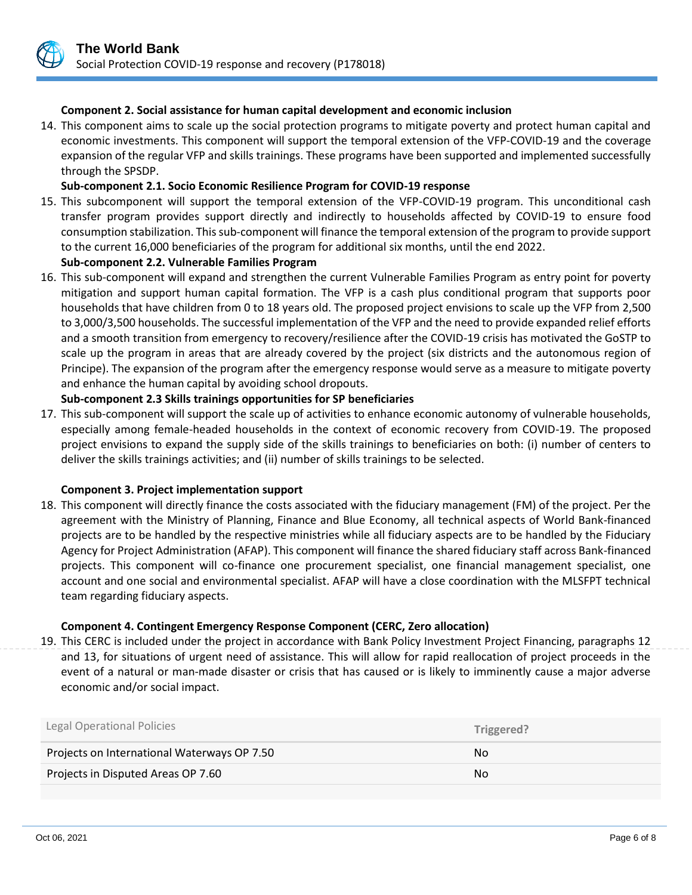**Component 2. Social assistance for human capital development and economic inclusion**

14. This component aims to scale up the social protection programs to mitigate poverty and protect human capital and economic investments. This component will support the temporal extension of the VFP-COVID-19 and the coverage expansion of the regular VFP and skills trainings. These programs have been supported and implemented successfully through the SPSDP.

**Sub-component 2.1. Socio Economic Resilience Program for COVID-19 response**

15. This subcomponent will support the temporal extension of the VFP-COVID-19 program. This unconditional cash transfer program provides support directly and indirectly to households affected by COVID-19 to ensure food consumption stabilization. This sub-component will finance the temporal extension of the program to provide support to the current 16,000 beneficiaries of the program for additional six months, until the end 2022.

**Sub-component 2.2. Vulnerable Families Program**

16. This sub-component will expand and strengthen the current Vulnerable Families Program as entry point for poverty mitigation and support human capital formation. The VFP is a cash plus conditional program that supports poor households that have children from 0 to 18 years old. The proposed project envisions to scale up the VFP from 2,500 to 3,000/3,500 households. The successful implementation of the VFP and the need to provide expanded relief efforts and a smooth transition from emergency to recovery/resilience after the COVID-19 crisis has motivated the GoSTP to scale up the program in areas that are already covered by the project (six districts and the autonomous region of Principe). The expansion of the program after the emergency response would serve as a measure to mitigate poverty and enhance the human capital by avoiding school dropouts.

**Sub-component 2.3 Skills trainings opportunities for SP beneficiaries**

17. This sub-component will support the scale up of activities to enhance economic autonomy of vulnerable households, especially among female-headed households in the context of economic recovery from COVID-19. The proposed project envisions to expand the supply side of the skills trainings to beneficiaries on both: (i) number of centers to deliver the skills trainings activities; and (ii) number of skills trainings to be selected.

**Component 3. Project implementation support**

18. This component will directly finance the costs associated with the fiduciary management (FM) of the project. Per the agreement with the Ministry of Planning, Finance and Blue Economy, all technical aspects of World Bank-financed projects are to be handled by the respective ministries while all fiduciary aspects are to be handled by the Fiduciary Agency for Project Administration (AFAP). This component will finance the shared fiduciary staff across Bank-financed projects. This component will co-finance one procurement specialist, one financial management specialist, one account and one social and environmental specialist. AFAP will have a close coordination with the MLSFPT technical team regarding fiduciary aspects.

**Component 4. Contingent Emergency Response Component (CERC, Zero allocation)**

19. This CERC is included under the project in accordance with Bank Policy Investment Project Financing, paragraphs 12 and 13, for situations of urgent need of assistance. This will allow for rapid reallocation of project proceeds in the event of a natural or man-made disaster or crisis that has caused or is likely to imminently cause a major adverse economic and/or social impact.

| Legal Operational Policies | Triggered? |
|---|---|
| Projects on International Waterways OP 7.50 | No |
| Projects in Disputed Areas OP 7.60 | No |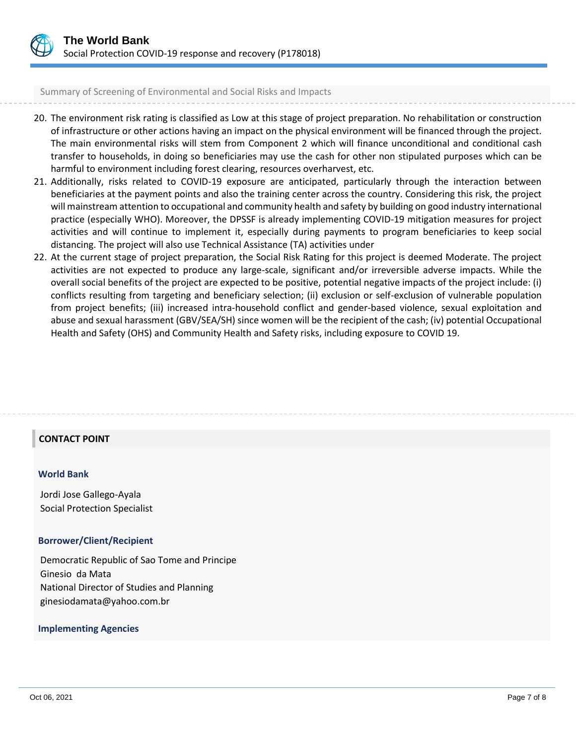Summary of Screening of Environmental and Social Risks and Impacts

20. The environment risk rating is classified as Low at this stage of project preparation. No rehabilitation or construction of infrastructure or other actions having an impact on the physical environment will be financed through the project. The main environmental risks will stem from Component 2 which will finance unconditional and conditional cash transfer to households, in doing so beneficiaries may use the cash for other non stipulated purposes which can be harmful to environment including forest clearing, resources overharvest, etc.
21. Additionally, risks related to COVID-19 exposure are anticipated, particularly through the interaction between beneficiaries at the payment points and also the training center across the country. Considering this risk, the project will mainstream attention to occupational and community health and safety by building on good industry international practice (especially WHO). Moreover, the DPSSF is already implementing COVID-19 mitigation measures for project activities and will continue to implement it, especially during payments to program beneficiaries to keep social distancing. The project will also use Technical Assistance (TA) activities under
22. At the current stage of project preparation, the Social Risk Rating for this project is deemed Moderate. The project activities are not expected to produce any large-scale, significant and/or irreversible adverse impacts. While the overall social benefits of the project are expected to be positive, potential negative impacts of the project include: (i) conflicts resulting from targeting and beneficiary selection; (ii) exclusion or self-exclusion of vulnerable population from project benefits; (iii) increased intra-household conflict and gender-based violence, sexual exploitation and abuse and sexual harassment (GBV/SEA/SH) since women will be the recipient of the cash; (iv) potential Occupational Health and Safety (OHS) and Community Health and Safety risks, including exposure to COVID 19.

## CONTACT POINT

### World Bank

Jordi Jose Gallego-Ayala
Social Protection Specialist

### Borrower/Client/Recipient

Democratic Republic of Sao Tome and Principe
Ginesio da Mata
National Director of Studies and Planning
ginesiodamata@yahoo.com.br

### Implementing Agencies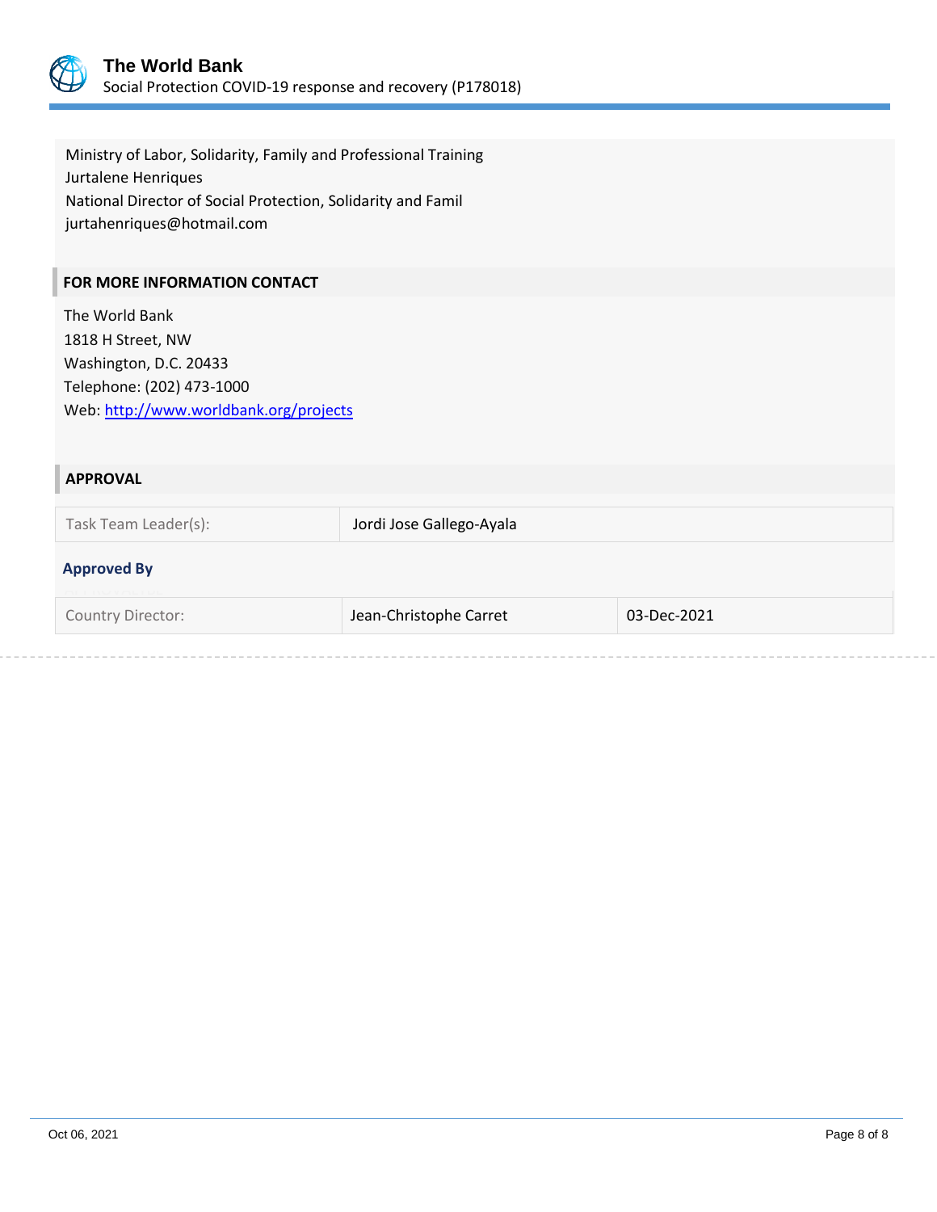Ministry of Labor, Solidarity, Family and Professional Training
Jurtalene Henriques
National Director of Social Protection, Solidarity and Famil
jurtahenriques@hotmail.com

## FOR MORE INFORMATION CONTACT

The World Bank
1818 H Street, NW
Washington, D.C. 20433
Telephone: (202) 473-1000
Web: http://www.worldbank.org/projects

## APPROVAL

| | |
|---|---|
| Task Team Leader(s): | Jordi Jose Gallego-Ayala |

### Approved By

| | | |
|---|---|---|
| Country Director: | Jean-Christophe Carret | 03-Dec-2021 |